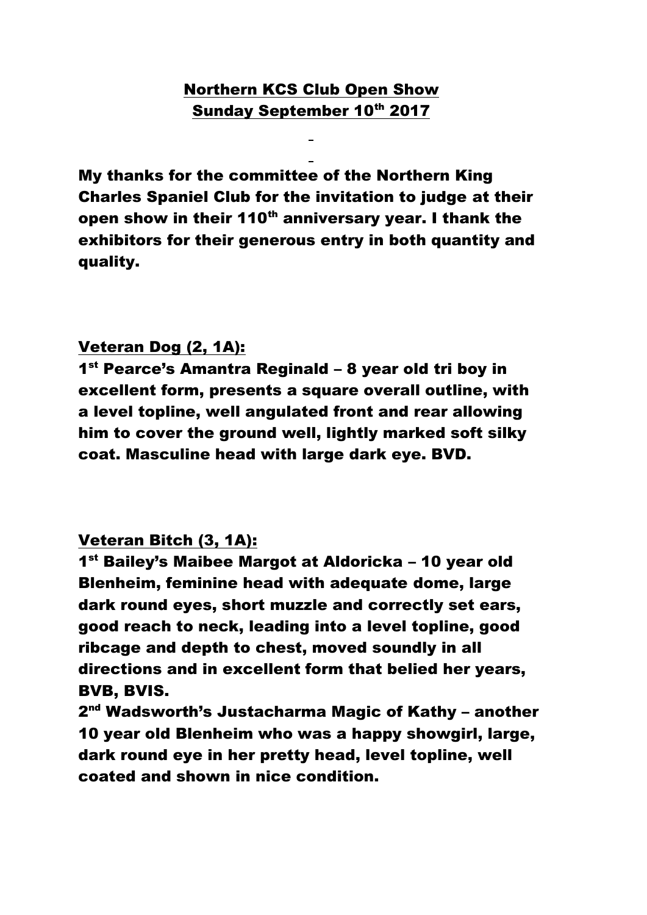# Northern KCS Club Open Show
## Sunday September 10th 2017

**My thanks for the committee of the Northern King Charles Spaniel Club for the invitation to judge at their open show in their 110th anniversary year. I thank the exhibitors for their generous entry in both quantity and quality.**

### Veteran Dog (2, 1A):

**1st Pearce's Amantra Reginald – 8 year old tri boy in excellent form, presents a square overall outline, with a level topline, well angulated front and rear allowing him to cover the ground well, lightly marked soft silky coat. Masculine head with large dark eye. BVD.**

### Veteran Bitch (3, 1A):

**1st Bailey's Maibee Margot at Aldoricka – 10 year old Blenheim, feminine head with adequate dome, large dark round eyes, short muzzle and correctly set ears, good reach to neck, leading into a level topline, good ribcage and depth to chest, moved soundly in all directions and in excellent form that belied her years, BVB, BVIS.**

**2nd Wadsworth's Justacharma Magic of Kathy – another 10 year old Blenheim who was a happy showgirl, large, dark round eye in her pretty head, level topline, well coated and shown in nice condition.**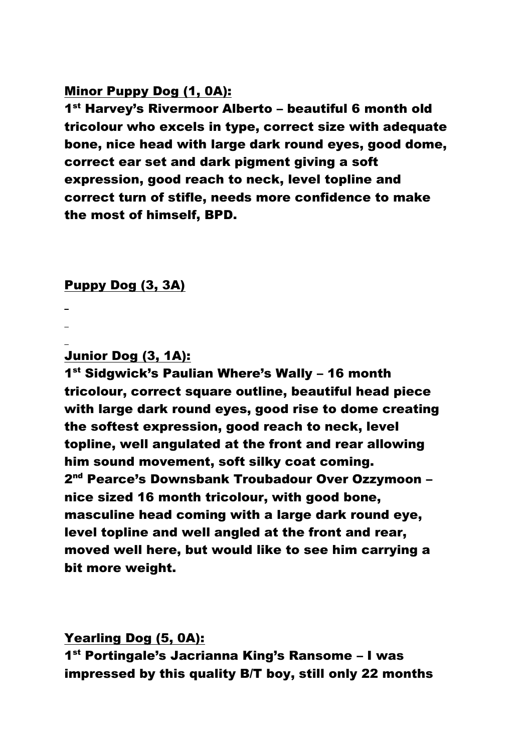**Minor Puppy Dog (1, 0A):**

**1st Harvey's Rivermoor Alberto – beautiful 6 month old tricolour who excels in type, correct size with adequate bone, nice head with large dark round eyes, good dome, correct ear set and dark pigment giving a soft expression, good reach to neck, level topline and correct turn of stifle, needs more confidence to make the most of himself, BPD.**

**Puppy Dog (3, 3A)**

**Junior Dog (3, 1A):**

**1st Sidgwick's Paulian Where's Wally – 16 month tricolour, correct square outline, beautiful head piece with large dark round eyes, good rise to dome creating the softest expression, good reach to neck, level topline, well angulated at the front and rear allowing him sound movement, soft silky coat coming.**

**2nd Pearce's Downsbank Troubadour Over Ozzymoon – nice sized 16 month tricolour, with good bone, masculine head coming with a large dark round eye, level topline and well angled at the front and rear, moved well here, but would like to see him carrying a bit more weight.**

**Yearling Dog (5, 0A):**

**1st Portingale's Jacrianna King's Ransome – I was impressed by this quality B/T boy, still only 22 months**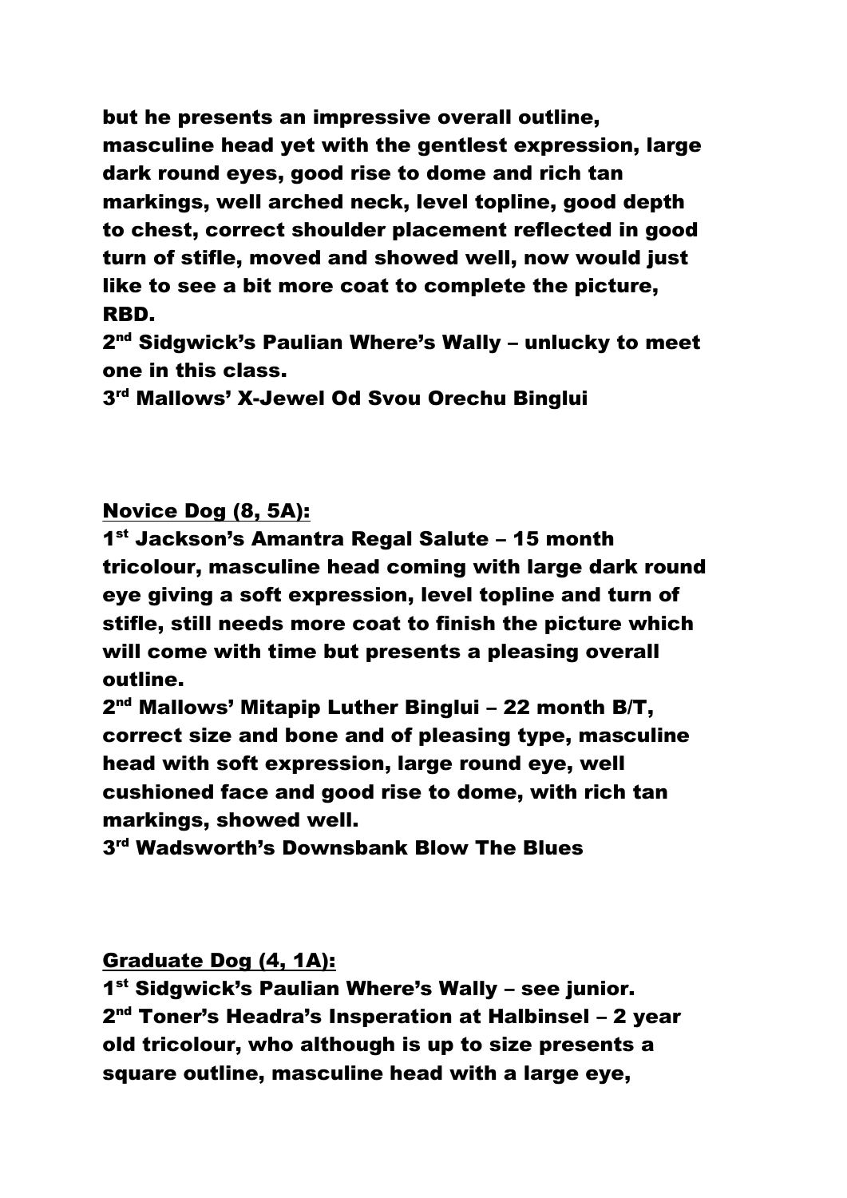**but he presents an impressive overall outline, masculine head yet with the gentlest expression, large dark round eyes, good rise to dome and rich tan markings, well arched neck, level topline, good depth to chest, correct shoulder placement reflected in good turn of stifle, moved and showed well, now would just like to see a bit more coat to complete the picture, RBD.**

**2nd Sidgwick's Paulian Where's Wally – unlucky to meet one in this class.**

**3rd Mallows' X-Jewel Od Svou Orechu Binglui**

**<u>Novice Dog (8, 5A):</u>**

**1st Jackson's Amantra Regal Salute – 15 month tricolour, masculine head coming with large dark round eye giving a soft expression, level topline and turn of stifle, still needs more coat to finish the picture which will come with time but presents a pleasing overall outline.**

**2nd Mallows' Mitapip Luther Binglui – 22 month B/T, correct size and bone and of pleasing type, masculine head with soft expression, large round eye, well cushioned face and good rise to dome, with rich tan markings, showed well.**

**3rd Wadsworth's Downsbank Blow The Blues**

**<u>Graduate Dog (4, 1A):</u>**

**1st Sidgwick's Paulian Where's Wally – see junior.**

**2nd Toner's Headra's Insperation at Halbinsel – 2 year old tricolour, who although is up to size presents a square outline, masculine head with a large eye,**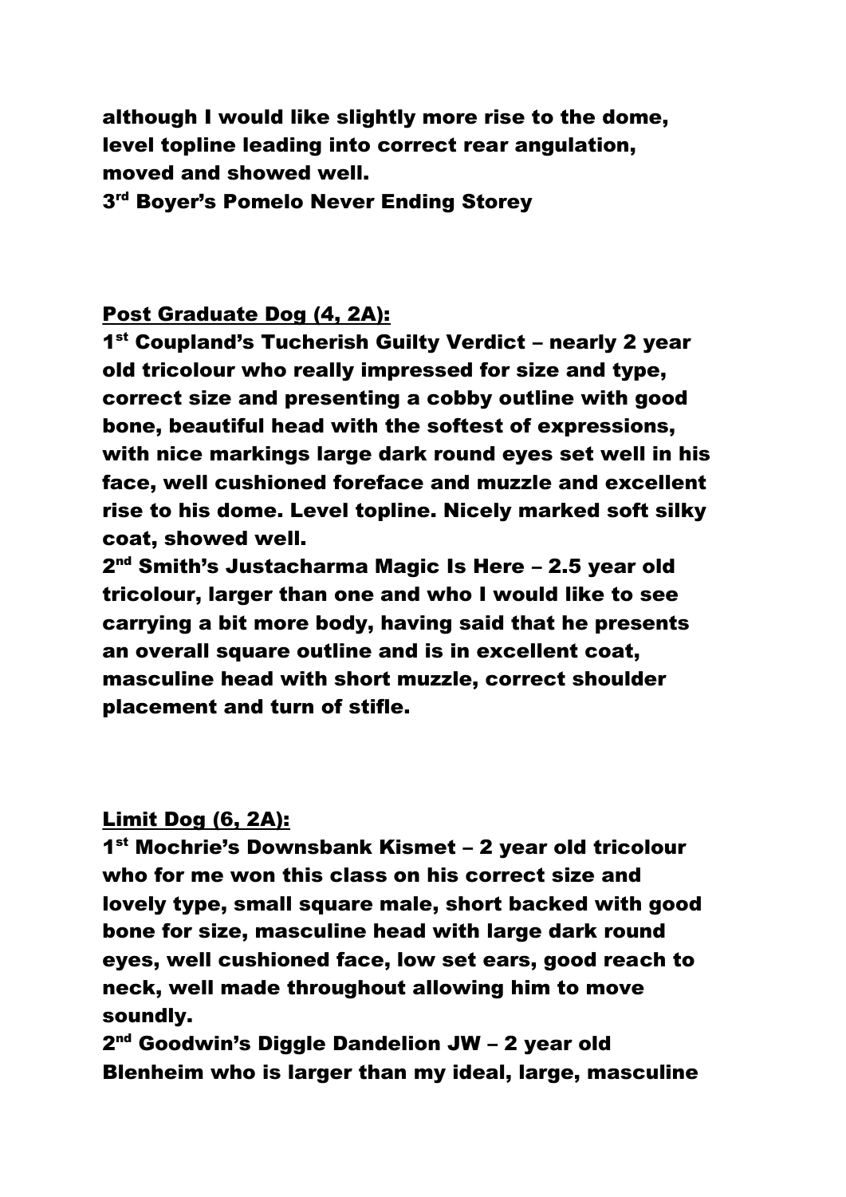**although I would like slightly more rise to the dome, level topline leading into correct rear angulation, moved and showed well.**

**3rd Boyer's Pomelo Never Ending Storey**

**<u>Post Graduate Dog (4, 2A):</u>**

**1st Coupland's Tucherish Guilty Verdict – nearly 2 year old tricolour who really impressed for size and type, correct size and presenting a cobby outline with good bone, beautiful head with the softest of expressions, with nice markings large dark round eyes set well in his face, well cushioned foreface and muzzle and excellent rise to his dome. Level topline. Nicely marked soft silky coat, showed well.**

**2nd Smith's Justacharma Magic Is Here – 2.5 year old tricolour, larger than one and who I would like to see carrying a bit more body, having said that he presents an overall square outline and is in excellent coat, masculine head with short muzzle, correct shoulder placement and turn of stifle.**

**<u>Limit Dog (6, 2A):</u>**

**1st Mochrie's Downsbank Kismet – 2 year old tricolour who for me won this class on his correct size and lovely type, small square male, short backed with good bone for size, masculine head with large dark round eyes, well cushioned face, low set ears, good reach to neck, well made throughout allowing him to move soundly.**

**2nd Goodwin's Diggle Dandelion JW – 2 year old Blenheim who is larger than my ideal, large, masculine**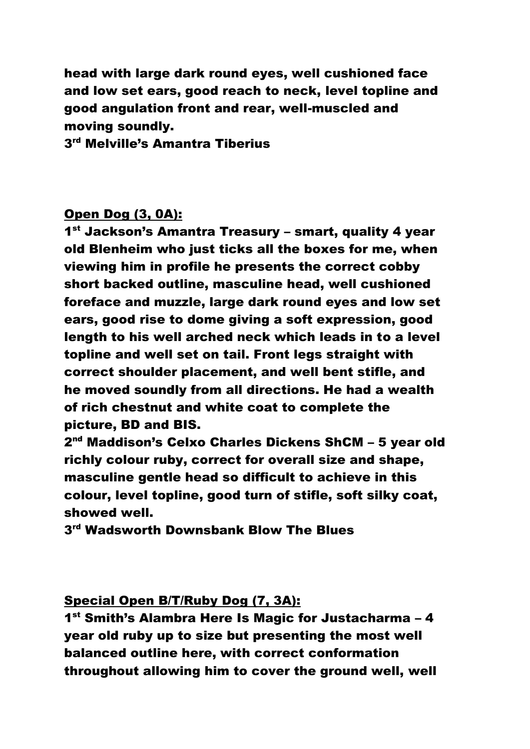**head with large dark round eyes, well cushioned face and low set ears, good reach to neck, level topline and good angulation front and rear, well-muscled and moving soundly.**

**3rd Melville's Amantra Tiberius**

**Open Dog (3, 0A):**

**1st Jackson's Amantra Treasury – smart, quality 4 year old Blenheim who just ticks all the boxes for me, when viewing him in profile he presents the correct cobby short backed outline, masculine head, well cushioned foreface and muzzle, large dark round eyes and low set ears, good rise to dome giving a soft expression, good length to his well arched neck which leads in to a level topline and well set on tail. Front legs straight with correct shoulder placement, and well bent stifle, and he moved soundly from all directions. He had a wealth of rich chestnut and white coat to complete the picture, BD and BIS.**

**2nd Maddison's Celxo Charles Dickens ShCM – 5 year old richly colour ruby, correct for overall size and shape, masculine gentle head so difficult to achieve in this colour, level topline, good turn of stifle, soft silky coat, showed well.**

**3rd Wadsworth Downsbank Blow The Blues**

**Special Open B/T/Ruby Dog (7, 3A):**

**1st Smith's Alambra Here Is Magic for Justacharma – 4 year old ruby up to size but presenting the most well balanced outline here, with correct conformation throughout allowing him to cover the ground well, well**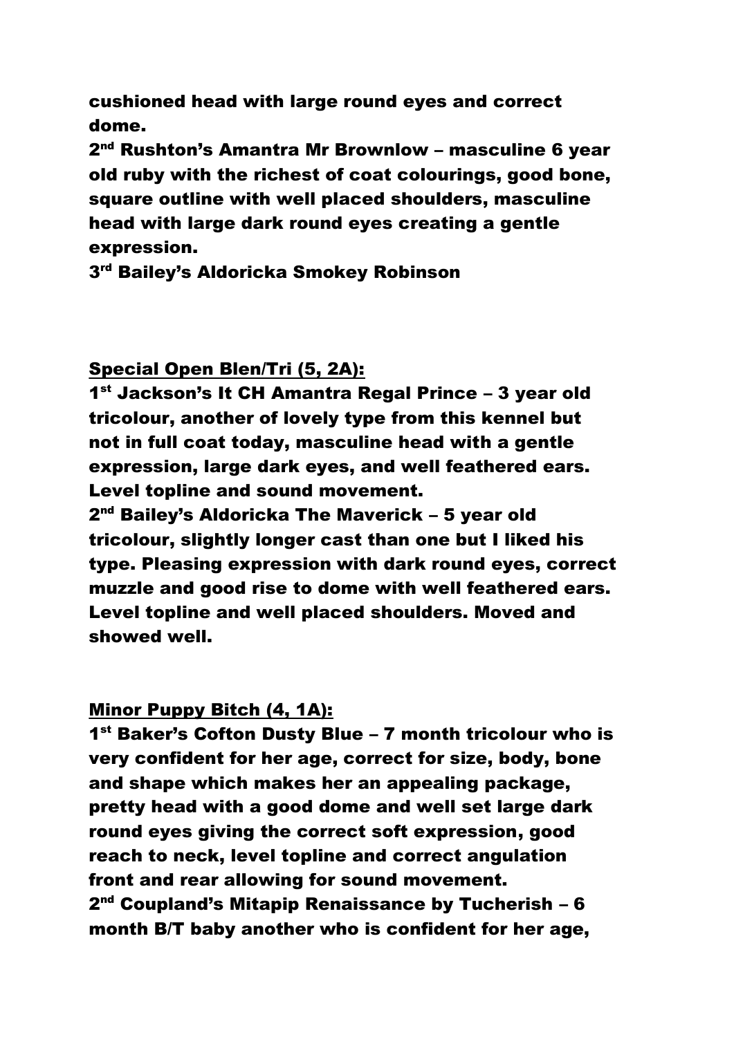**cushioned head with large round eyes and correct dome.**

**2nd Rushton's Amantra Mr Brownlow – masculine 6 year old ruby with the richest of coat colourings, good bone, square outline with well placed shoulders, masculine head with large dark round eyes creating a gentle expression.**

**3rd Bailey's Aldoricka Smokey Robinson**

**<u>Special Open Blen/Tri (5, 2A):</u>**

**1st Jackson's It CH Amantra Regal Prince – 3 year old tricolour, another of lovely type from this kennel but not in full coat today, masculine head with a gentle expression, large dark eyes, and well feathered ears. Level topline and sound movement.**

**2nd Bailey's Aldoricka The Maverick – 5 year old tricolour, slightly longer cast than one but I liked his type. Pleasing expression with dark round eyes, correct muzzle and good rise to dome with well feathered ears. Level topline and well placed shoulders. Moved and showed well.**

**<u>Minor Puppy Bitch (4, 1A):</u>**

**1st Baker's Cofton Dusty Blue – 7 month tricolour who is very confident for her age, correct for size, body, bone and shape which makes her an appealing package, pretty head with a good dome and well set large dark round eyes giving the correct soft expression, good reach to neck, level topline and correct angulation front and rear allowing for sound movement.**

**2nd Coupland's Mitapip Renaissance by Tucherish – 6 month B/T baby another who is confident for her age,**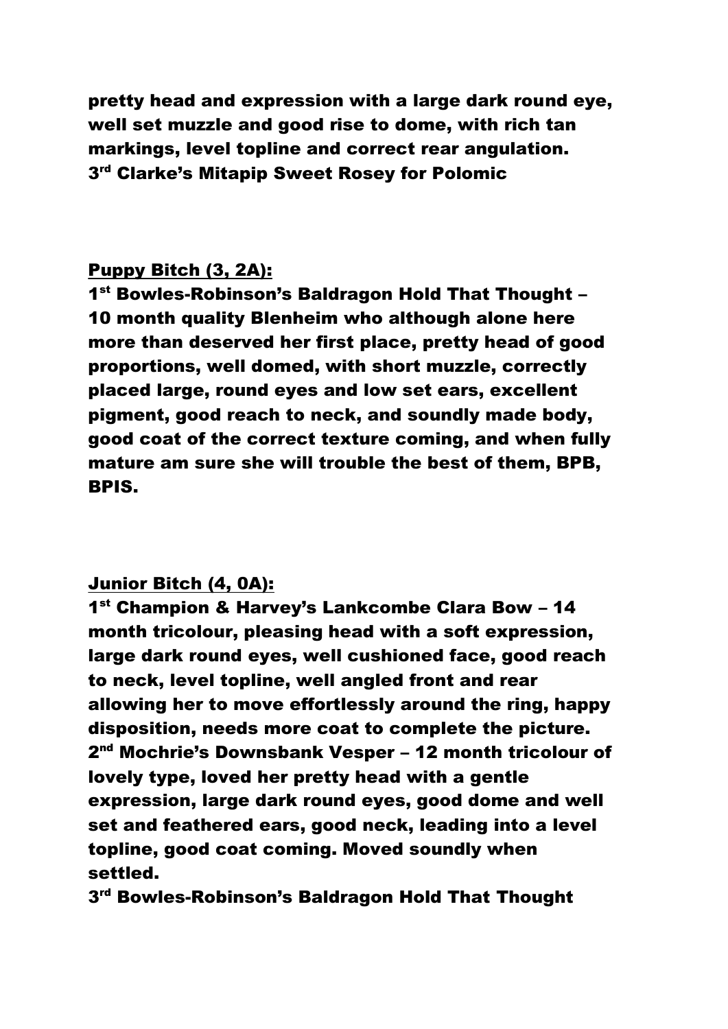**pretty head and expression with a large dark round eye, well set muzzle and good rise to dome, with rich tan markings, level topline and correct rear angulation.**
**3rd Clarke's Mitapip Sweet Rosey for Polomic**

**<u>Puppy Bitch (3, 2A):</u>**
**1st Bowles-Robinson's Baldragon Hold That Thought – 10 month quality Blenheim who although alone here more than deserved her first place, pretty head of good proportions, well domed, with short muzzle, correctly placed large, round eyes and low set ears, excellent pigment, good reach to neck, and soundly made body, good coat of the correct texture coming, and when fully mature am sure she will trouble the best of them, BPB, BPIS.**

**<u>Junior Bitch (4, 0A):</u>**
**1st Champion & Harvey's Lankcombe Clara Bow – 14 month tricolour, pleasing head with a soft expression, large dark round eyes, well cushioned face, good reach to neck, level topline, well angled front and rear allowing her to move effortlessly around the ring, happy disposition, needs more coat to complete the picture.**
**2nd Mochrie's Downsbank Vesper – 12 month tricolour of lovely type, loved her pretty head with a gentle expression, large dark round eyes, good dome and well set and feathered ears, good neck, leading into a level topline, good coat coming. Moved soundly when settled.**
**3rd Bowles-Robinson's Baldragon Hold That Thought**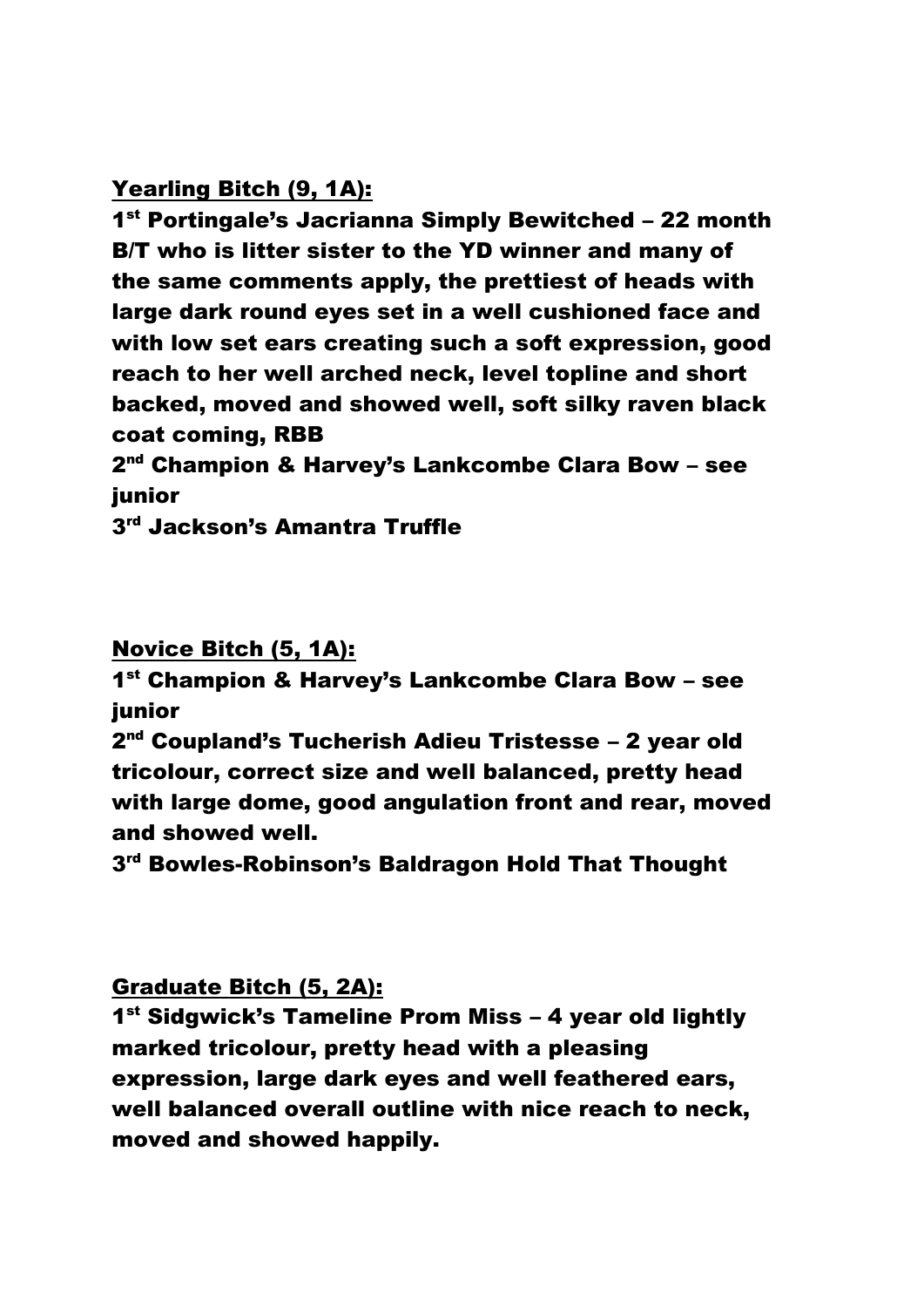**<u>Yearling Bitch (9, 1A):</u>**

**1st Portingale's Jacrianna Simply Bewitched – 22 month B/T who is litter sister to the YD winner and many of the same comments apply, the prettiest of heads with large dark round eyes set in a well cushioned face and with low set ears creating such a soft expression, good reach to her well arched neck, level topline and short backed, moved and showed well, soft silky raven black coat coming, RBB**

**2nd Champion & Harvey's Lankcombe Clara Bow – see junior**

**3rd Jackson's Amantra Truffle**

**<u>Novice Bitch (5, 1A):</u>**

**1st Champion & Harvey's Lankcombe Clara Bow – see junior**

**2nd Coupland's Tucherish Adieu Tristesse – 2 year old tricolour, correct size and well balanced, pretty head with large dome, good angulation front and rear, moved and showed well.**

**3rd Bowles-Robinson's Baldragon Hold That Thought**

**<u>Graduate Bitch (5, 2A):</u>**

**1st Sidgwick's Tameline Prom Miss – 4 year old lightly marked tricolour, pretty head with a pleasing expression, large dark eyes and well feathered ears, well balanced overall outline with nice reach to neck, moved and showed happily.**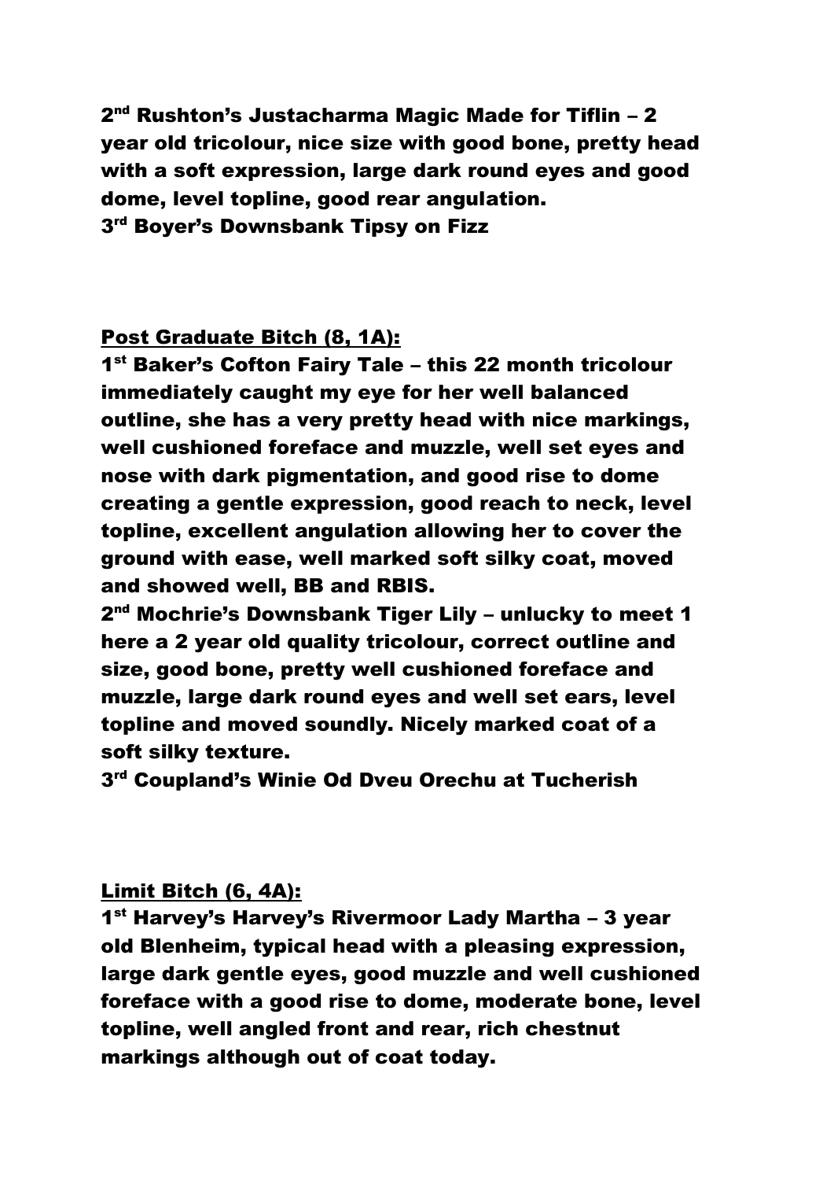**2nd Rushton's Justacharma Magic Made for Tiflin – 2 year old tricolour, nice size with good bone, pretty head with a soft expression, large dark round eyes and good dome, level topline, good rear angulation.**
**3rd Boyer's Downsbank Tipsy on Fizz**

**<u>Post Graduate Bitch (8, 1A):</u>**
**1st Baker's Cofton Fairy Tale – this 22 month tricolour immediately caught my eye for her well balanced outline, she has a very pretty head with nice markings, well cushioned foreface and muzzle, well set eyes and nose with dark pigmentation, and good rise to dome creating a gentle expression, good reach to neck, level topline, excellent angulation allowing her to cover the ground with ease, well marked soft silky coat, moved and showed well, BB and RBIS.**
**2nd Mochrie's Downsbank Tiger Lily – unlucky to meet 1 here a 2 year old quality tricolour, correct outline and size, good bone, pretty well cushioned foreface and muzzle, large dark round eyes and well set ears, level topline and moved soundly. Nicely marked coat of a soft silky texture.**
**3rd Coupland's Winie Od Dveu Orechu at Tucherish**

**<u>Limit Bitch (6, 4A):</u>**
**1st Harvey's Harvey's Rivermoor Lady Martha – 3 year old Blenheim, typical head with a pleasing expression, large dark gentle eyes, good muzzle and well cushioned foreface with a good rise to dome, moderate bone, level topline, well angled front and rear, rich chestnut markings although out of coat today.**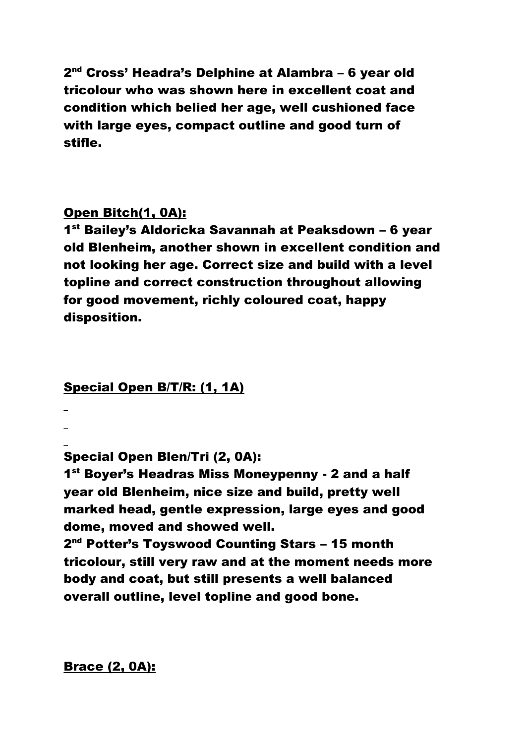**2nd Cross' Headra's Delphine at Alambra – 6 year old tricolour who was shown here in excellent coat and condition which belied her age, well cushioned face with large eyes, compact outline and good turn of stifle.**

**Open Bitch(1, 0A):**

**1st Bailey's Aldoricka Savannah at Peaksdown – 6 year old Blenheim, another shown in excellent condition and not looking her age. Correct size and build with a level topline and correct construction throughout allowing for good movement, richly coloured coat, happy disposition.**

**Special Open B/T/R: (1, 1A)**

**Special Open Blen/Tri (2, 0A):**

**1st Boyer's Headras Miss Moneypenny - 2 and a half year old Blenheim, nice size and build, pretty well marked head, gentle expression, large eyes and good dome, moved and showed well.**

**2nd Potter's Toyswood Counting Stars – 15 month tricolour, still very raw and at the moment needs more body and coat, but still presents a well balanced overall outline, level topline and good bone.**

**Brace (2, 0A):**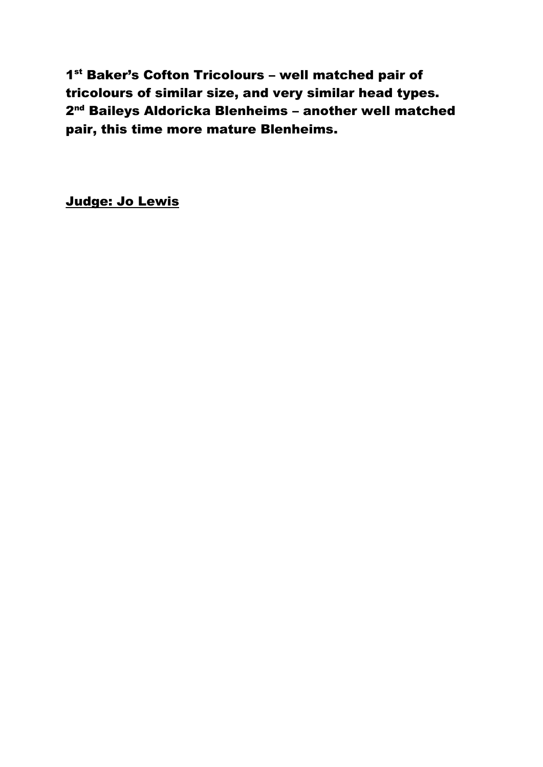**1st Baker's Cofton Tricolours – well matched pair of tricolours of similar size, and very similar head types.**
**2nd Baileys Aldoricka Blenheims – another well matched pair, this time more mature Blenheims.**

**<u>Judge: Jo Lewis</u>**